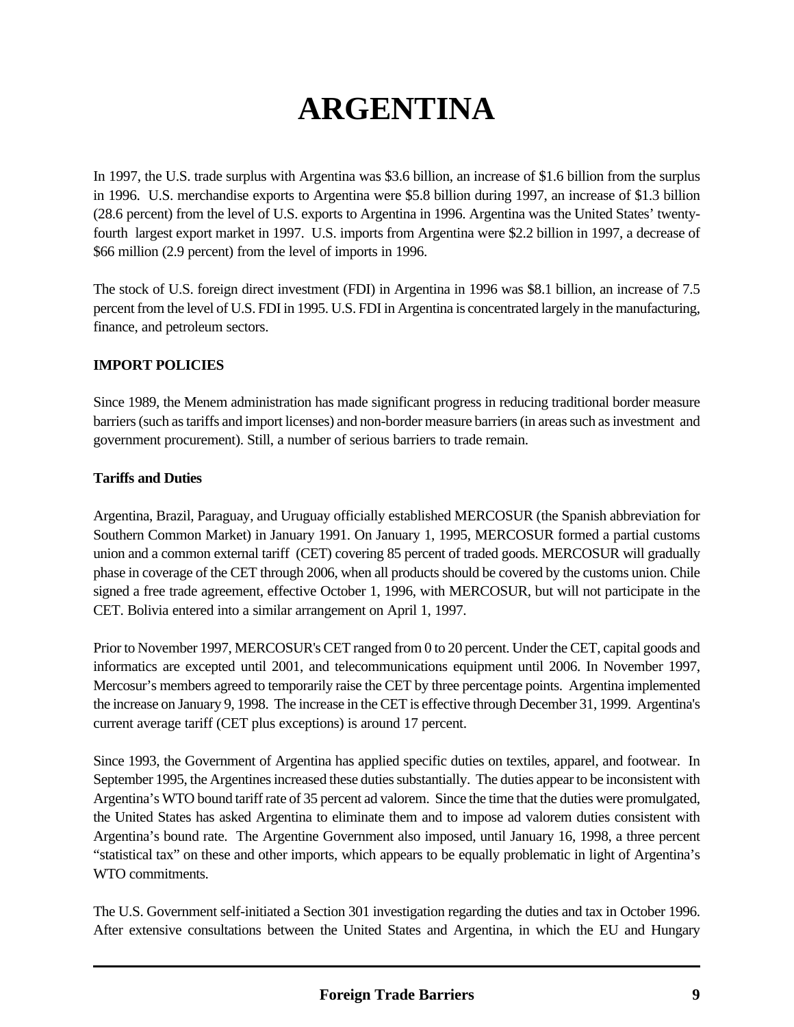# ARGENTINA

In 1997, the U.S. trade surplus with Argentina was $3.6 billion, an increase of $1.6 billion from the surplus in 1996. U.S. merchandise exports to Argentina were $5.8 billion during 1997, an increase of $1.3 billion (28.6 percent) from the level of U.S. exports to Argentina in 1996. Argentina was the United States' twenty-fourth largest export market in 1997. U.S. imports from Argentina were $2.2 billion in 1997, a decrease of $66 million (2.9 percent) from the level of imports in 1996.

The stock of U.S. foreign direct investment (FDI) in Argentina in 1996 was $8.1 billion, an increase of 7.5 percent from the level of U.S. FDI in 1995. U.S. FDI in Argentina is concentrated largely in the manufacturing, finance, and petroleum sectors.

## IMPORT POLICIES

Since 1989, the Menem administration has made significant progress in reducing traditional border measure barriers (such as tariffs and import licenses) and non-border measure barriers (in areas such as investment and government procurement). Still, a number of serious barriers to trade remain.

### Tariffs and Duties

Argentina, Brazil, Paraguay, and Uruguay officially established MERCOSUR (the Spanish abbreviation for Southern Common Market) in January 1991. On January 1, 1995, MERCOSUR formed a partial customs union and a common external tariff (CET) covering 85 percent of traded goods. MERCOSUR will gradually phase in coverage of the CET through 2006, when all products should be covered by the customs union. Chile signed a free trade agreement, effective October 1, 1996, with MERCOSUR, but will not participate in the CET. Bolivia entered into a similar arrangement on April 1, 1997.

Prior to November 1997, MERCOSUR's CET ranged from 0 to 20 percent. Under the CET, capital goods and informatics are excepted until 2001, and telecommunications equipment until 2006. In November 1997, Mercosur's members agreed to temporarily raise the CET by three percentage points. Argentina implemented the increase on January 9, 1998. The increase in the CET is effective through December 31, 1999. Argentina's current average tariff (CET plus exceptions) is around 17 percent.

Since 1993, the Government of Argentina has applied specific duties on textiles, apparel, and footwear. In September 1995, the Argentines increased these duties substantially. The duties appear to be inconsistent with Argentina's WTO bound tariff rate of 35 percent ad valorem. Since the time that the duties were promulgated, the United States has asked Argentina to eliminate them and to impose ad valorem duties consistent with Argentina's bound rate. The Argentine Government also imposed, until January 16, 1998, a three percent "statistical tax" on these and other imports, which appears to be equally problematic in light of Argentina's WTO commitments.

The U.S. Government self-initiated a Section 301 investigation regarding the duties and tax in October 1996. After extensive consultations between the United States and Argentina, in which the EU and Hungary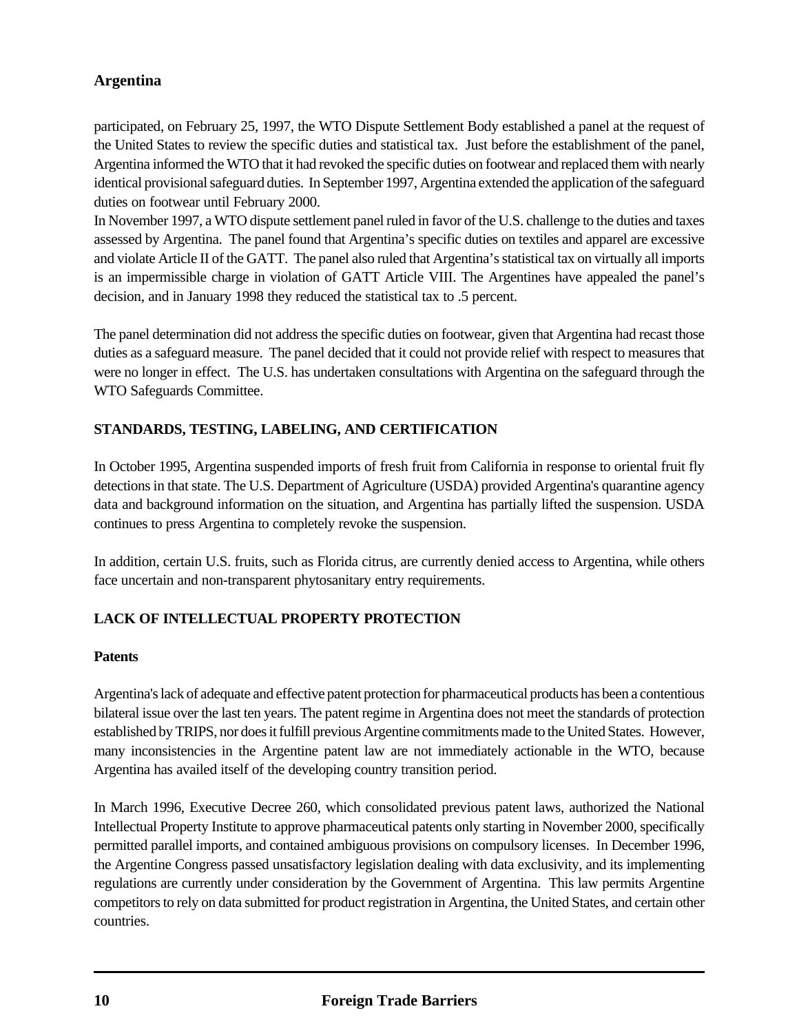participated, on February 25, 1997, the WTO Dispute Settlement Body established a panel at the request of the United States to review the specific duties and statistical tax. Just before the establishment of the panel, Argentina informed the WTO that it had revoked the specific duties on footwear and replaced them with nearly identical provisional safeguard duties. In September 1997, Argentina extended the application of the safeguard duties on footwear until February 2000.

In November 1997, a WTO dispute settlement panel ruled in favor of the U.S. challenge to the duties and taxes assessed by Argentina. The panel found that Argentina's specific duties on textiles and apparel are excessive and violate Article II of the GATT. The panel also ruled that Argentina's statistical tax on virtually all imports is an impermissible charge in violation of GATT Article VIII. The Argentines have appealed the panel's decision, and in January 1998 they reduced the statistical tax to .5 percent.

The panel determination did not address the specific duties on footwear, given that Argentina had recast those duties as a safeguard measure. The panel decided that it could not provide relief with respect to measures that were no longer in effect. The U.S. has undertaken consultations with Argentina on the safeguard through the WTO Safeguards Committee.

## STANDARDS, TESTING, LABELING, AND CERTIFICATION

In October 1995, Argentina suspended imports of fresh fruit from California in response to oriental fruit fly detections in that state. The U.S. Department of Agriculture (USDA) provided Argentina's quarantine agency data and background information on the situation, and Argentina has partially lifted the suspension. USDA continues to press Argentina to completely revoke the suspension.

In addition, certain U.S. fruits, such as Florida citrus, are currently denied access to Argentina, while others face uncertain and non-transparent phytosanitary entry requirements.

## LACK OF INTELLECTUAL PROPERTY PROTECTION

### Patents

Argentina's lack of adequate and effective patent protection for pharmaceutical products has been a contentious bilateral issue over the last ten years. The patent regime in Argentina does not meet the standards of protection established by TRIPS, nor does it fulfill previous Argentine commitments made to the United States. However, many inconsistencies in the Argentine patent law are not immediately actionable in the WTO, because Argentina has availed itself of the developing country transition period.

In March 1996, Executive Decree 260, which consolidated previous patent laws, authorized the National Intellectual Property Institute to approve pharmaceutical patents only starting in November 2000, specifically permitted parallel imports, and contained ambiguous provisions on compulsory licenses. In December 1996, the Argentine Congress passed unsatisfactory legislation dealing with data exclusivity, and its implementing regulations are currently under consideration by the Government of Argentina. This law permits Argentine competitors to rely on data submitted for product registration in Argentina, the United States, and certain other countries.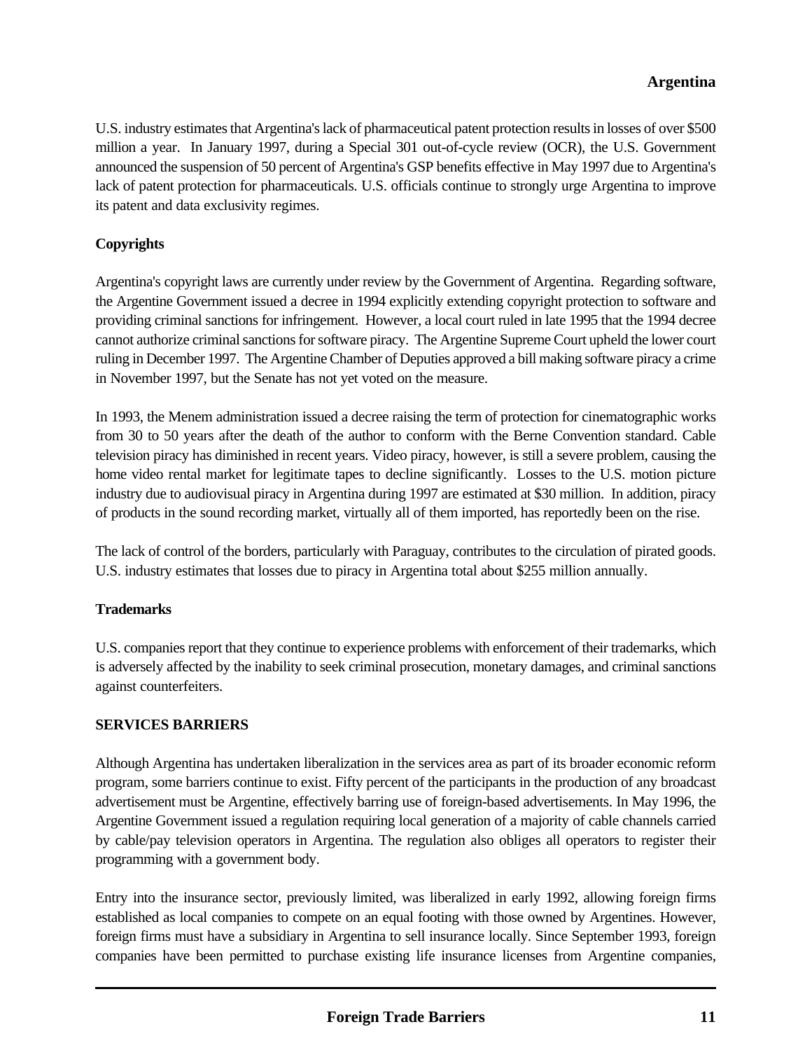U.S. industry estimates that Argentina's lack of pharmaceutical patent protection results in losses of over $500 million a year. In January 1997, during a Special 301 out-of-cycle review (OCR), the U.S. Government announced the suspension of 50 percent of Argentina's GSP benefits effective in May 1997 due to Argentina's lack of patent protection for pharmaceuticals. U.S. officials continue to strongly urge Argentina to improve its patent and data exclusivity regimes.

**Copyrights**

Argentina's copyright laws are currently under review by the Government of Argentina. Regarding software, the Argentine Government issued a decree in 1994 explicitly extending copyright protection to software and providing criminal sanctions for infringement. However, a local court ruled in late 1995 that the 1994 decree cannot authorize criminal sanctions for software piracy. The Argentine Supreme Court upheld the lower court ruling in December 1997. The Argentine Chamber of Deputies approved a bill making software piracy a crime in November 1997, but the Senate has not yet voted on the measure.

In 1993, the Menem administration issued a decree raising the term of protection for cinematographic works from 30 to 50 years after the death of the author to conform with the Berne Convention standard. Cable television piracy has diminished in recent years. Video piracy, however, is still a severe problem, causing the home video rental market for legitimate tapes to decline significantly. Losses to the U.S. motion picture industry due to audiovisual piracy in Argentina during 1997 are estimated at $30 million. In addition, piracy of products in the sound recording market, virtually all of them imported, has reportedly been on the rise.

The lack of control of the borders, particularly with Paraguay, contributes to the circulation of pirated goods. U.S. industry estimates that losses due to piracy in Argentina total about $255 million annually.

**Trademarks**

U.S. companies report that they continue to experience problems with enforcement of their trademarks, which is adversely affected by the inability to seek criminal prosecution, monetary damages, and criminal sanctions against counterfeiters.

**SERVICES BARRIERS**

Although Argentina has undertaken liberalization in the services area as part of its broader economic reform program, some barriers continue to exist. Fifty percent of the participants in the production of any broadcast advertisement must be Argentine, effectively barring use of foreign-based advertisements. In May 1996, the Argentine Government issued a regulation requiring local generation of a majority of cable channels carried by cable/pay television operators in Argentina. The regulation also obliges all operators to register their programming with a government body.

Entry into the insurance sector, previously limited, was liberalized in early 1992, allowing foreign firms established as local companies to compete on an equal footing with those owned by Argentines. However, foreign firms must have a subsidiary in Argentina to sell insurance locally. Since September 1993, foreign companies have been permitted to purchase existing life insurance licenses from Argentine companies,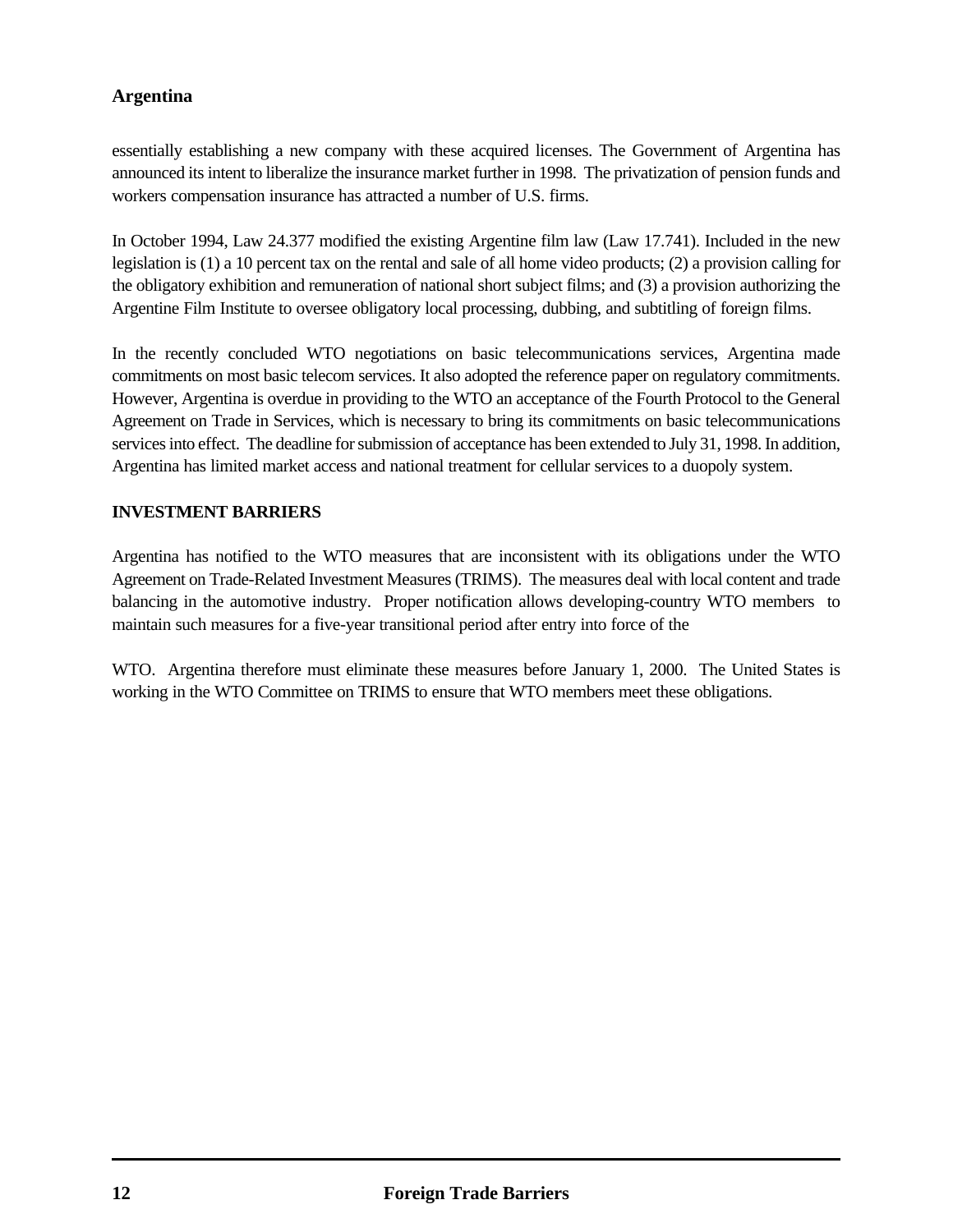essentially establishing a new company with these acquired licenses. The Government of Argentina has announced its intent to liberalize the insurance market further in 1998. The privatization of pension funds and workers compensation insurance has attracted a number of U.S. firms.

In October 1994, Law 24.377 modified the existing Argentine film law (Law 17.741). Included in the new legislation is (1) a 10 percent tax on the rental and sale of all home video products; (2) a provision calling for the obligatory exhibition and remuneration of national short subject films; and (3) a provision authorizing the Argentine Film Institute to oversee obligatory local processing, dubbing, and subtitling of foreign films.

In the recently concluded WTO negotiations on basic telecommunications services, Argentina made commitments on most basic telecom services. It also adopted the reference paper on regulatory commitments. However, Argentina is overdue in providing to the WTO an acceptance of the Fourth Protocol to the General Agreement on Trade in Services, which is necessary to bring its commitments on basic telecommunications services into effect. The deadline for submission of acceptance has been extended to July 31, 1998. In addition, Argentina has limited market access and national treatment for cellular services to a duopoly system.

## INVESTMENT BARRIERS

Argentina has notified to the WTO measures that are inconsistent with its obligations under the WTO Agreement on Trade-Related Investment Measures (TRIMS). The measures deal with local content and trade balancing in the automotive industry. Proper notification allows developing-country WTO members to maintain such measures for a five-year transitional period after entry into force of the WTO. Argentina therefore must eliminate these measures before January 1, 2000. The United States is working in the WTO Committee on TRIMS to ensure that WTO members meet these obligations.